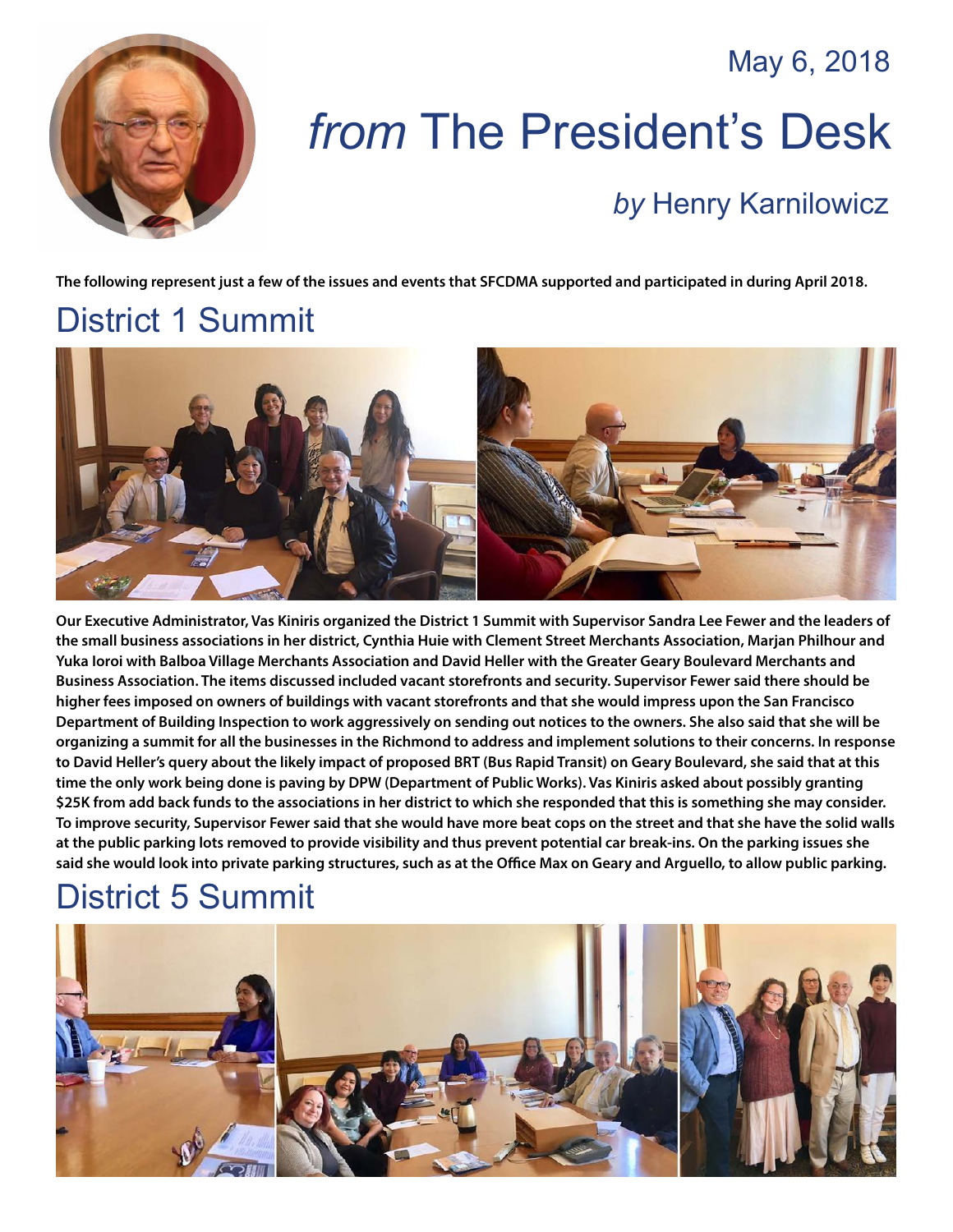May 6, 2018

# *from* The President's Desk

## *by* Henry Karnilowicz

**The following represent just a few of the issues and events that SFCDMA supported and participated in during April 2018.**

## District 1 Summit

**Our Executive Administrator, Vas Kiniris organized the District 1 Summit with Supervisor Sandra Lee Fewer and the leaders of the small business associations in her district, Cynthia Huie with Clement Street Merchants Association, Marjan Philhour and Yuka Ioroi with Balboa Village Merchants Association and David Heller with the Greater Geary Boulevard Merchants and Business Association. The items discussed included vacant storefronts and security. Supervisor Fewer said there should be higher fees imposed on owners of buildings with vacant storefronts and that she would impress upon the San Francisco Department of Building Inspection to work aggressively on sending out notices to the owners. She also said that she will be organizing a summit for all the businesses in the Richmond to address and implement solutions to their concerns. In response to David Heller's query about the likely impact of proposed BRT (Bus Rapid Transit) on Geary Boulevard, she said that at this time the only work being done is paving by DPW (Department of Public Works). Vas Kiniris asked about possibly granting $25K from add back funds to the associations in her district to which she responded that this is something she may consider. To improve security, Supervisor Fewer said that she would have more beat cops on the street and that she have the solid walls at the public parking lots removed to provide visibility and thus prevent potential car break-ins. On the parking issues she said she would look into private parking structures, such as at the Office Max on Geary and Arguello, to allow public parking.**

## District 5 Summit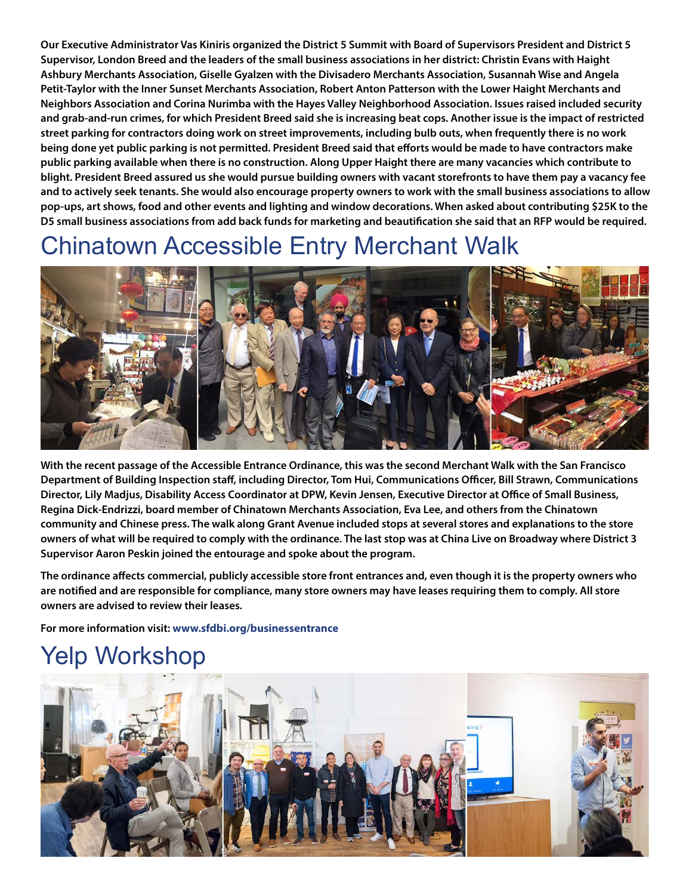**Our Executive Administrator Vas Kiniris organized the District 5 Summit with Board of Supervisors President and District 5 Supervisor, London Breed and the leaders of the small business associations in her district: Christin Evans with Haight Ashbury Merchants Association, Giselle Gyalzen with the Divisadero Merchants Association, Susannah Wise and Angela Petit-Taylor with the Inner Sunset Merchants Association, Robert Anton Patterson with the Lower Haight Merchants and Neighbors Association and Corina Nurimba with the Hayes Valley Neighborhood Association. Issues raised included security and grab-and-run crimes, for which President Breed said she is increasing beat cops. Another issue is the impact of restricted street parking for contractors doing work on street improvements, including bulb outs, when frequently there is no work being done yet public parking is not permitted. President Breed said that efforts would be made to have contractors make public parking available when there is no construction. Along Upper Haight there are many vacancies which contribute to blight. President Breed assured us she would pursue building owners with vacant storefronts to have them pay a vacancy fee and to actively seek tenants. She would also encourage property owners to work with the small business associations to allow pop-ups, art shows, food and other events and lighting and window decorations. When asked about contributing $25K to the D5 small business associations from add back funds for marketing and beautification she said that an RFP would be required.**

# Chinatown Accessible Entry Merchant Walk

**With the recent passage of the Accessible Entrance Ordinance, this was the second Merchant Walk with the San Francisco Department of Building Inspection staff, including Director, Tom Hui, Communications Officer, Bill Strawn, Communications Director, Lily Madjus, Disability Access Coordinator at DPW, Kevin Jensen, Executive Director at Office of Small Business, Regina Dick-Endrizzi, board member of Chinatown Merchants Association, Eva Lee, and others from the Chinatown community and Chinese press. The walk along Grant Avenue included stops at several stores and explanations to the store owners of what will be required to comply with the ordinance. The last stop was at China Live on Broadway where District 3 Supervisor Aaron Peskin joined the entourage and spoke about the program.**

**The ordinance affects commercial, publicly accessible store front entrances and, even though it is the property owners who are notified and are responsible for compliance, many store owners may have leases requiring them to comply. All store owners are advised to review their leases.**

**For more information visit: www.sfdbi.org/businessentrance**

# Yelp Workshop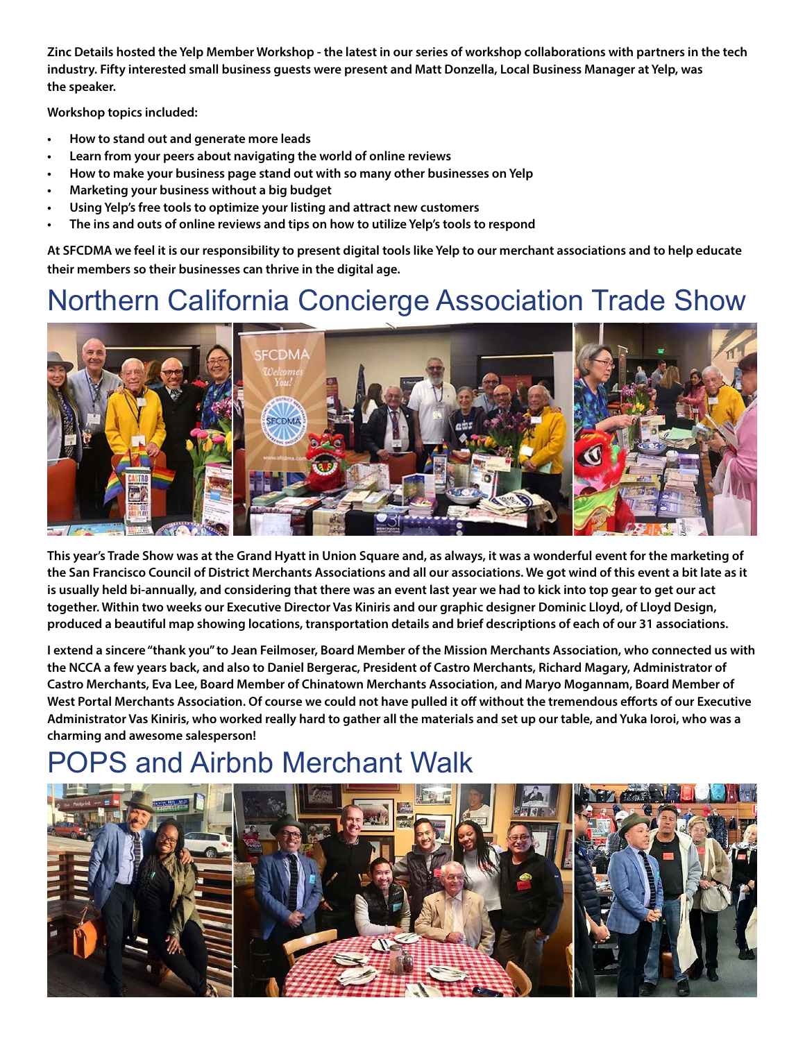**Zinc Details hosted the Yelp Member Workshop - the latest in our series of workshop collaborations with partners in the tech industry. Fifty interested small business guests were present and Matt Donzella, Local Business Manager at Yelp, was the speaker.**

**Workshop topics included:**

- **How to stand out and generate more leads**
- **Learn from your peers about navigating the world of online reviews**
- **How to make your business page stand out with so many other businesses on Yelp**
- **Marketing your business without a big budget**
- **Using Yelp's free tools to optimize your listing and attract new customers**
- **The ins and outs of online reviews and tips on how to utilize Yelp's tools to respond**

**At SFCDMA we feel it is our responsibility to present digital tools like Yelp to our merchant associations and to help educate their members so their businesses can thrive in the digital age.**

## Northern California Concierge Association Trade Show

**This year's Trade Show was at the Grand Hyatt in Union Square and, as always, it was a wonderful event for the marketing of the San Francisco Council of District Merchants Associations and all our associations. We got wind of this event a bit late as it is usually held bi-annually, and considering that there was an event last year we had to kick into top gear to get our act together. Within two weeks our Executive Director Vas Kiniris and our graphic designer Dominic Lloyd, of Lloyd Design, produced a beautiful map showing locations, transportation details and brief descriptions of each of our 31 associations.**

**I extend a sincere "thank you" to Jean Feilmoser, Board Member of the Mission Merchants Association, who connected us with the NCCA a few years back, and also to Daniel Bergerac, President of Castro Merchants, Richard Magary, Administrator of Castro Merchants, Eva Lee, Board Member of Chinatown Merchants Association, and Maryo Mogannam, Board Member of West Portal Merchants Association. Of course we could not have pulled it off without the tremendous efforts of our Executive Administrator Vas Kiniris, who worked really hard to gather all the materials and set up our table, and Yuka Ioroi, who was a charming and awesome salesperson!**

## POPS and Airbnb Merchant Walk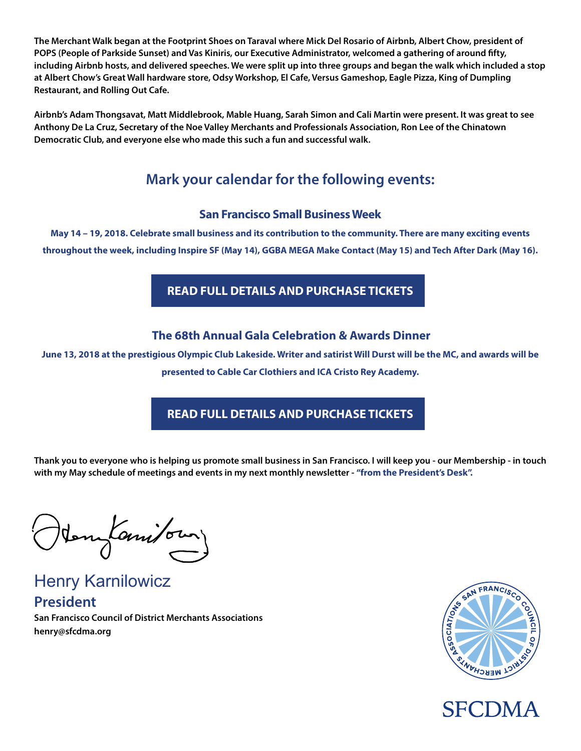**The Merchant Walk began at the Footprint Shoes on Taraval where Mick Del Rosario of Airbnb, Albert Chow, president of POPS (People of Parkside Sunset) and Vas Kiniris, our Executive Administrator, welcomed a gathering of around fifty, including Airbnb hosts, and delivered speeches. We were split up into three groups and began the walk which included a stop at Albert Chow's Great Wall hardware store, Odsy Workshop, El Cafe, Versus Gameshop, Eagle Pizza, King of Dumpling Restaurant, and Rolling Out Cafe.**

**Airbnb's Adam Thongsavat, Matt Middlebrook, Mable Huang, Sarah Simon and Cali Martin were present. It was great to see Anthony De La Cruz, Secretary of the Noe Valley Merchants and Professionals Association, Ron Lee of the Chinatown Democratic Club, and everyone else who made this such a fun and successful walk.**

## Mark your calendar for the following events:

### San Francisco Small Business Week

**May 14 – 19, 2018. Celebrate small business and its contribution to the community. There are many exciting events throughout the week, including Inspire SF (May 14), GGBA MEGA Make Contact (May 15) and Tech After Dark (May 16).**

**READ FULL DETAILS AND PURCHASE TICKETS**

### The 68th Annual Gala Celebration & Awards Dinner

**June 13, 2018 at the prestigious Olympic Club Lakeside. Writer and satirist Will Durst will be the MC, and awards will be presented to Cable Car Clothiers and ICA Cristo Rey Academy.**

**READ FULL DETAILS AND PURCHASE TICKETS**

**Thank you to everyone who is helping us promote small business in San Francisco. I will keep you - our Membership - in touch with my May schedule of meetings and events in my next monthly newsletter - "from the President's Desk".**

Henry Karnilowicz

**President**

**San Francisco Council of District Merchants Associations**

**henry@sfcdma.org**

SAN FRANCISCO COUNCIL OF DISTRICT MERCHANTS ASSOCIATIONS

SFCDMA